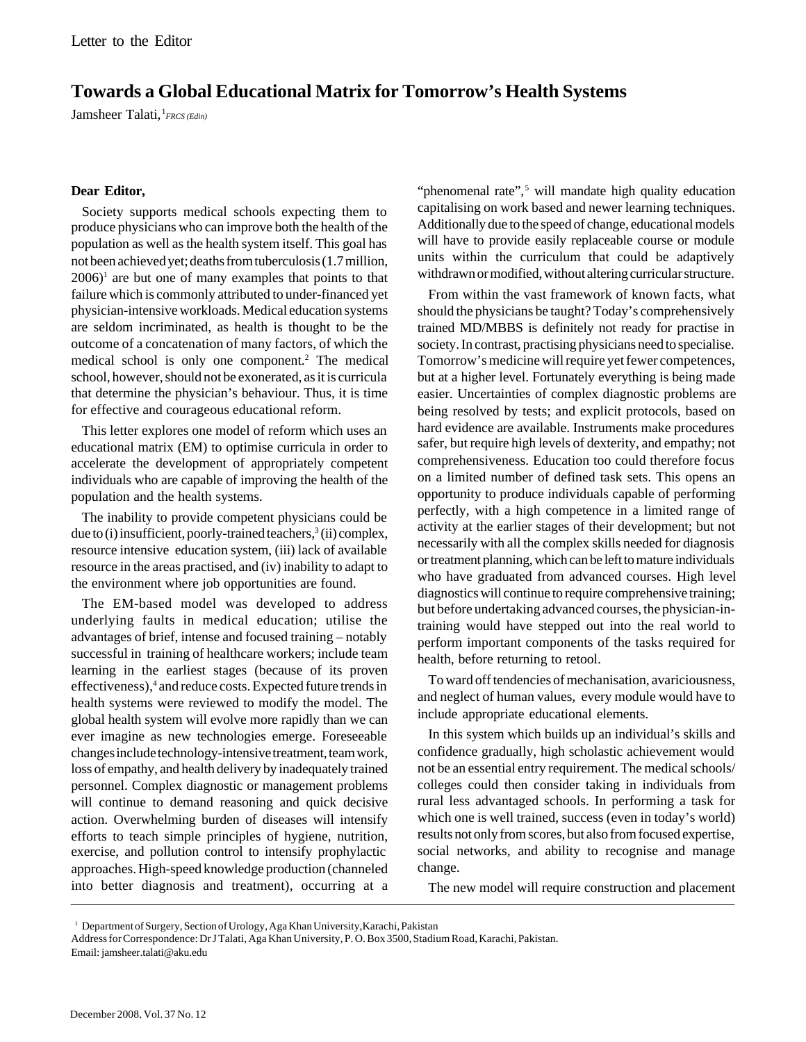Letter to the Editor

# Towards a Global Educational Matrix for Tomorrow's Health Systems

Jamsheer Talati,[1] *FRCS (Edin)*

**Dear Editor,**

Society supports medical schools expecting them to produce physicians who can improve both the health of the population as well as the health system itself. This goal has not been achieved yet; deaths from tuberculosis (1.7 million, 2006)[1] are but one of many examples that points to that failure which is commonly attributed to under-financed yet physician-intensive workloads. Medical education systems are seldom incriminated, as health is thought to be the outcome of a concatenation of many factors, of which the medical school is only one component.[2] The medical school, however, should not be exonerated, as it is curricula that determine the physician's behaviour. Thus, it is time for effective and courageous educational reform.

This letter explores one model of reform which uses an educational matrix (EM) to optimise curricula in order to accelerate the development of appropriately competent individuals who are capable of improving the health of the population and the health systems.

The inability to provide competent physicians could be due to (i) insufficient, poorly-trained teachers,[3] (ii) complex, resource intensive education system, (iii) lack of available resource in the areas practised, and (iv) inability to adapt to the environment where job opportunities are found.

The EM-based model was developed to address underlying faults in medical education; utilise the advantages of brief, intense and focused training – notably successful in training of healthcare workers; include team learning in the earliest stages (because of its proven effectiveness),[4] and reduce costs. Expected future trends in health systems were reviewed to modify the model. The global health system will evolve more rapidly than we can ever imagine as new technologies emerge. Foreseeable changes include technology-intensive treatment, team work, loss of empathy, and health delivery by inadequately trained personnel. Complex diagnostic or management problems will continue to demand reasoning and quick decisive action. Overwhelming burden of diseases will intensify efforts to teach simple principles of hygiene, nutrition, exercise, and pollution control to intensify prophylactic approaches. High-speed knowledge production (channeled into better diagnosis and treatment), occurring at a "phenomenal rate",[5] will mandate high quality education capitalising on work based and newer learning techniques. Additionally due to the speed of change, educational models will have to provide easily replaceable course or module units within the curriculum that could be adaptively withdrawn or modified, without altering curricular structure.

From within the vast framework of known facts, what should the physicians be taught? Today's comprehensively trained MD/MBBS is definitely not ready for practise in society. In contrast, practising physicians need to specialise. Tomorrow's medicine will require yet fewer competences, but at a higher level. Fortunately everything is being made easier. Uncertainties of complex diagnostic problems are being resolved by tests; and explicit protocols, based on hard evidence are available. Instruments make procedures safer, but require high levels of dexterity, and empathy; not comprehensiveness. Education too could therefore focus on a limited number of defined task sets. This opens an opportunity to produce individuals capable of performing perfectly, with a high competence in a limited range of activity at the earlier stages of their development; but not necessarily with all the complex skills needed for diagnosis or treatment planning, which can be left to mature individuals who have graduated from advanced courses. High level diagnostics will continue to require comprehensive training; but before undertaking advanced courses, the physician-in-training would have stepped out into the real world to perform important components of the tasks required for health, before returning to retool.

To ward off tendencies of mechanisation, avariciousness, and neglect of human values, every module would have to include appropriate educational elements.

In this system which builds up an individual's skills and confidence gradually, high scholastic achievement would not be an essential entry requirement. The medical schools/ colleges could then consider taking in individuals from rural less advantaged schools. In performing a task for which one is well trained, success (even in today's world) results not only from scores, but also from focused expertise, social networks, and ability to recognise and manage change.

The new model will require construction and placement

---

[1] Department of Surgery, Section of Urology, Aga Khan University, Karachi, Pakistan

Address for Correspondence: Dr J Talati, Aga Khan University, P. O. Box 3500, Stadium Road, Karachi, Pakistan.

Email: jamsheer.talati@aku.edu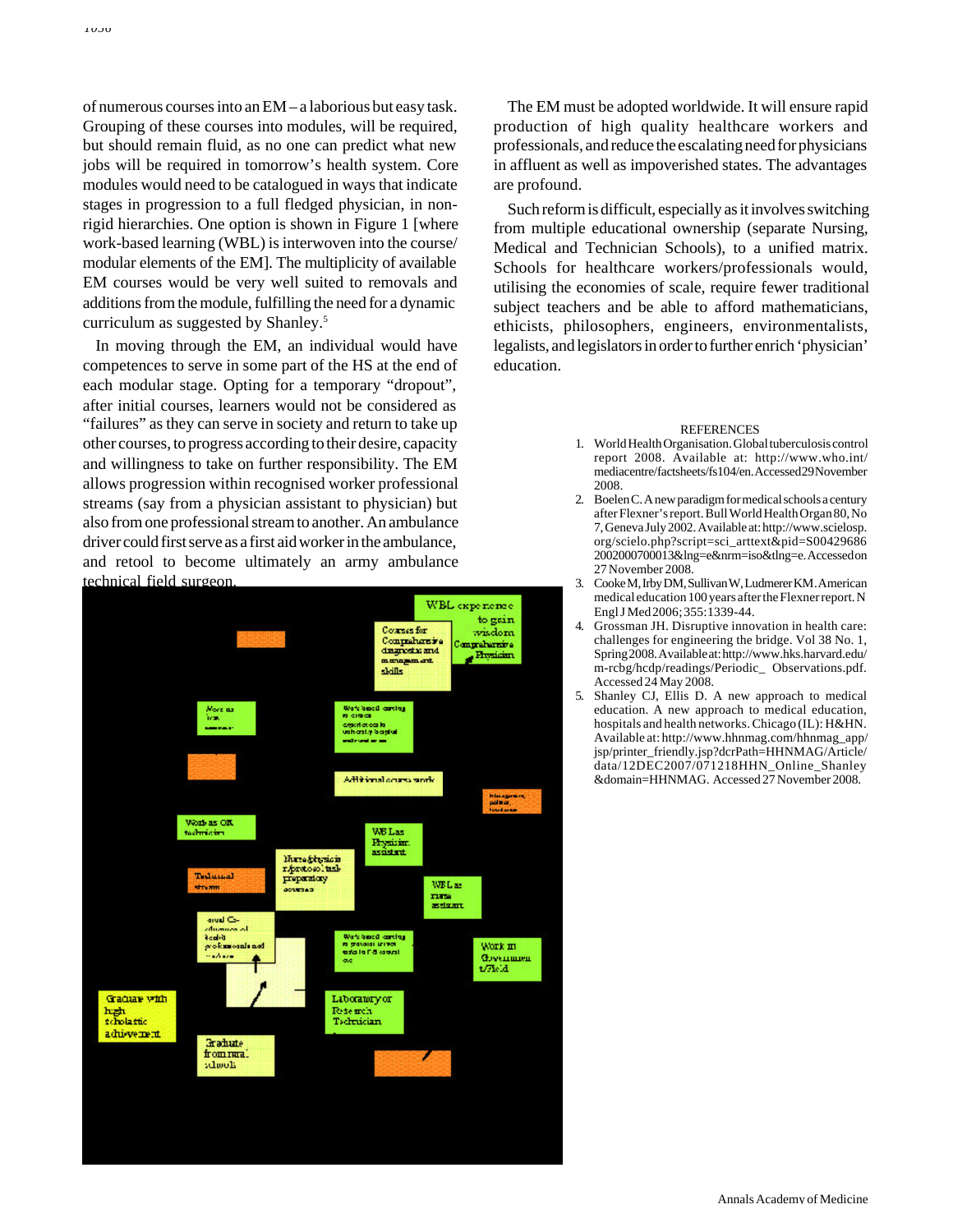of numerous courses into an EM – a laborious but easy task. Grouping of these courses into modules, will be required, but should remain fluid, as no one can predict what new jobs will be required in tomorrow's health system. Core modules would need to be catalogued in ways that indicate stages in progression to a full fledged physician, in non-rigid hierarchies. One option is shown in Figure 1 [where work-based learning (WBL) is interwoven into the course/modular elements of the EM]. The multiplicity of available EM courses would be very well suited to removals and additions from the module, fulfilling the need for a dynamic curriculum as suggested by Shanley.[5]

In moving through the EM, an individual would have competences to serve in some part of the HS at the end of each modular stage. Opting for a temporary "dropout", after initial courses, learners would not be considered as "failures" as they can serve in society and return to take up other courses, to progress according to their desire, capacity and willingness to take on further responsibility. The EM allows progression within recognised worker professional streams (say from a physician assistant to physician) but also from one professional stream to another. An ambulance driver could first serve as a first aid worker in the ambulance, and retool to become ultimately an army ambulance technical field surgeon.

WBL experience to gain wisdom Comprehensive Physician

Courses for Comprehensive diagnostic and management skills

Work as WA

Work based caring in clinics experience in university hospital

Additional course work

Work as OR technician

WBL as Physician assistant

Nurse/physician/protocol task preparatory courses

Technical stream

WBL as nurse assistant

Work based caring in private or state hospital

Work in Government/Field

Graduate with high scholastic achievement

Laboratory or Research Technician

Graduate from rural schools

The EM must be adopted worldwide. It will ensure rapid production of high quality healthcare workers and professionals, and reduce the escalating need for physicians in affluent as well as impoverished states. The advantages are profound.

Such reform is difficult, especially as it involves switching from multiple educational ownership (separate Nursing, Medical and Technician Schools), to a unified matrix. Schools for healthcare workers/professionals would, utilising the economies of scale, require fewer traditional subject teachers and be able to afford mathematicians, ethicists, philosophers, engineers, environmentalists, legalists, and legislators in order to further enrich 'physician' education.

## REFERENCES

1. World Health Organisation. Global tuberculosis control report 2008. Available at: http://www.who.int/mediacentre/factsheets/fs104/en. Accessed 29 November 2008.
2. Boelen C. A new paradigm for medical schools a century after Flexner's report. Bull World Health Organ 80, No 7, Geneva July 2002. Available at: http://www.scielosp.org/scielo.php?script=sci_arttext&pid=S004296862002000700013&lng=e&nrm=iso&tlng=e. Accessed on 27 November 2008.
3. Cooke M, Irby DM, Sullivan W, Ludmerer KM. American medical education 100 years after the Flexner report. N Engl J Med 2006;355:1339-44.
4. Grossman JH. Disruptive innovation in health care: challenges for engineering the bridge. Vol 38 No. 1, Spring 2008. Available at: http://www.hks.harvard.edu/m-rcbg/hcdp/readings/Periodic_ Observations.pdf. Accessed 24 May 2008.
5. Shanley CJ, Ellis D. A new approach to medical education. A new approach to medical education, hospitals and health networks. Chicago (IL): H&HN. Available at: http://www.hhnmag.com/hhnmag_app/jsp/printer_friendly.jsp?dcrPath=HHNMAG/Article/data/12DEC2007/071218HHN_Online_Shanley&domain=HHNMAG. Accessed 27 November 2008.